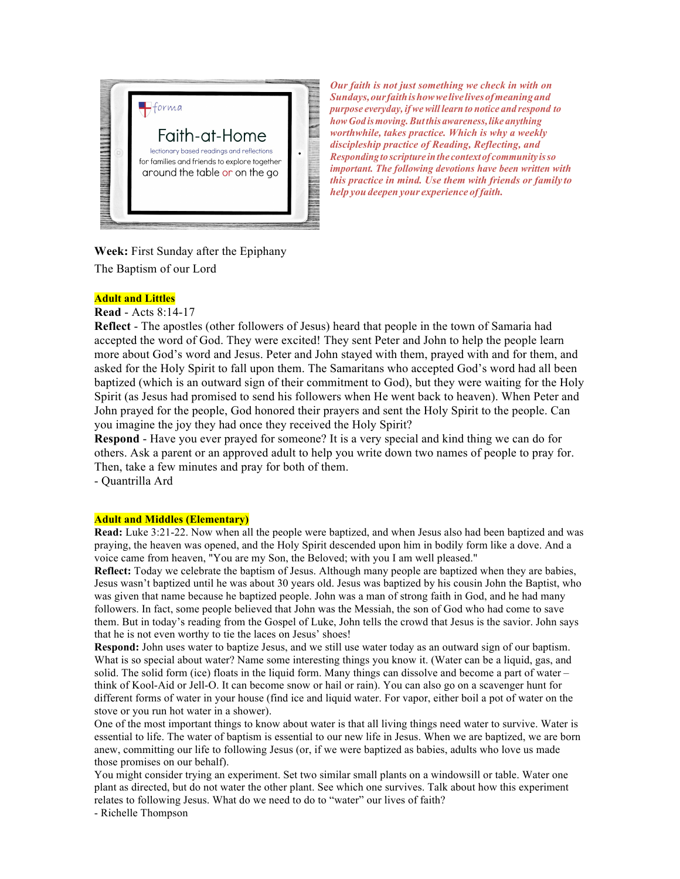forma

Faith-at-Home

lectionary based readings and reflections

for families and friends to explore together around the table or on the go

***Our faith is not just something we check in with on Sundays, our faith is how we live lives of meaning and purpose everyday, if we will learn to notice and respond to how God is moving. But this awareness, like anything worthwhile, takes practice. Which is why a weekly discipleship practice of Reading, Reflecting, and Responding to scripture in the context of community is so important. The following devotions have been written with this practice in mind. Use them with friends or family to help you deepen your experience of faith.***

**Week:** First Sunday after the Epiphany

The Baptism of our Lord

## Adult and Littles

**Read** - Acts 8:14-17

**Reflect** - The apostles (other followers of Jesus) heard that people in the town of Samaria had accepted the word of God. They were excited! They sent Peter and John to help the people learn more about God's word and Jesus. Peter and John stayed with them, prayed with and for them, and asked for the Holy Spirit to fall upon them. The Samaritans who accepted God's word had all been baptized (which is an outward sign of their commitment to God), but they were waiting for the Holy Spirit (as Jesus had promised to send his followers when He went back to heaven). When Peter and John prayed for the people, God honored their prayers and sent the Holy Spirit to the people. Can you imagine the joy they had once they received the Holy Spirit?

**Respond** - Have you ever prayed for someone? It is a very special and kind thing we can do for others. Ask a parent or an approved adult to help you write down two names of people to pray for. Then, take a few minutes and pray for both of them.

- Quantrilla Ard

## Adult and Middles (Elementary)

**Read:** Luke 3:21-22. Now when all the people were baptized, and when Jesus also had been baptized and was praying, the heaven was opened, and the Holy Spirit descended upon him in bodily form like a dove. And a voice came from heaven, "You are my Son, the Beloved; with you I am well pleased."

**Reflect:** Today we celebrate the baptism of Jesus. Although many people are baptized when they are babies, Jesus wasn't baptized until he was about 30 years old. Jesus was baptized by his cousin John the Baptist, who was given that name because he baptized people. John was a man of strong faith in God, and he had many followers. In fact, some people believed that John was the Messiah, the son of God who had come to save them. But in today's reading from the Gospel of Luke, John tells the crowd that Jesus is the savior. John says that he is not even worthy to tie the laces on Jesus' shoes!

**Respond:** John uses water to baptize Jesus, and we still use water today as an outward sign of our baptism. What is so special about water? Name some interesting things you know it. (Water can be a liquid, gas, and solid. The solid form (ice) floats in the liquid form. Many things can dissolve and become a part of water – think of Kool-Aid or Jell-O. It can become snow or hail or rain). You can also go on a scavenger hunt for different forms of water in your house (find ice and liquid water. For vapor, either boil a pot of water on the stove or you run hot water in a shower).

One of the most important things to know about water is that all living things need water to survive. Water is essential to life. The water of baptism is essential to our new life in Jesus. When we are baptized, we are born anew, committing our life to following Jesus (or, if we were baptized as babies, adults who love us made those promises on our behalf).

You might consider trying an experiment. Set two similar small plants on a windowsill or table. Water one plant as directed, but do not water the other plant. See which one survives. Talk about how this experiment relates to following Jesus. What do we need to do to "water" our lives of faith?

- Richelle Thompson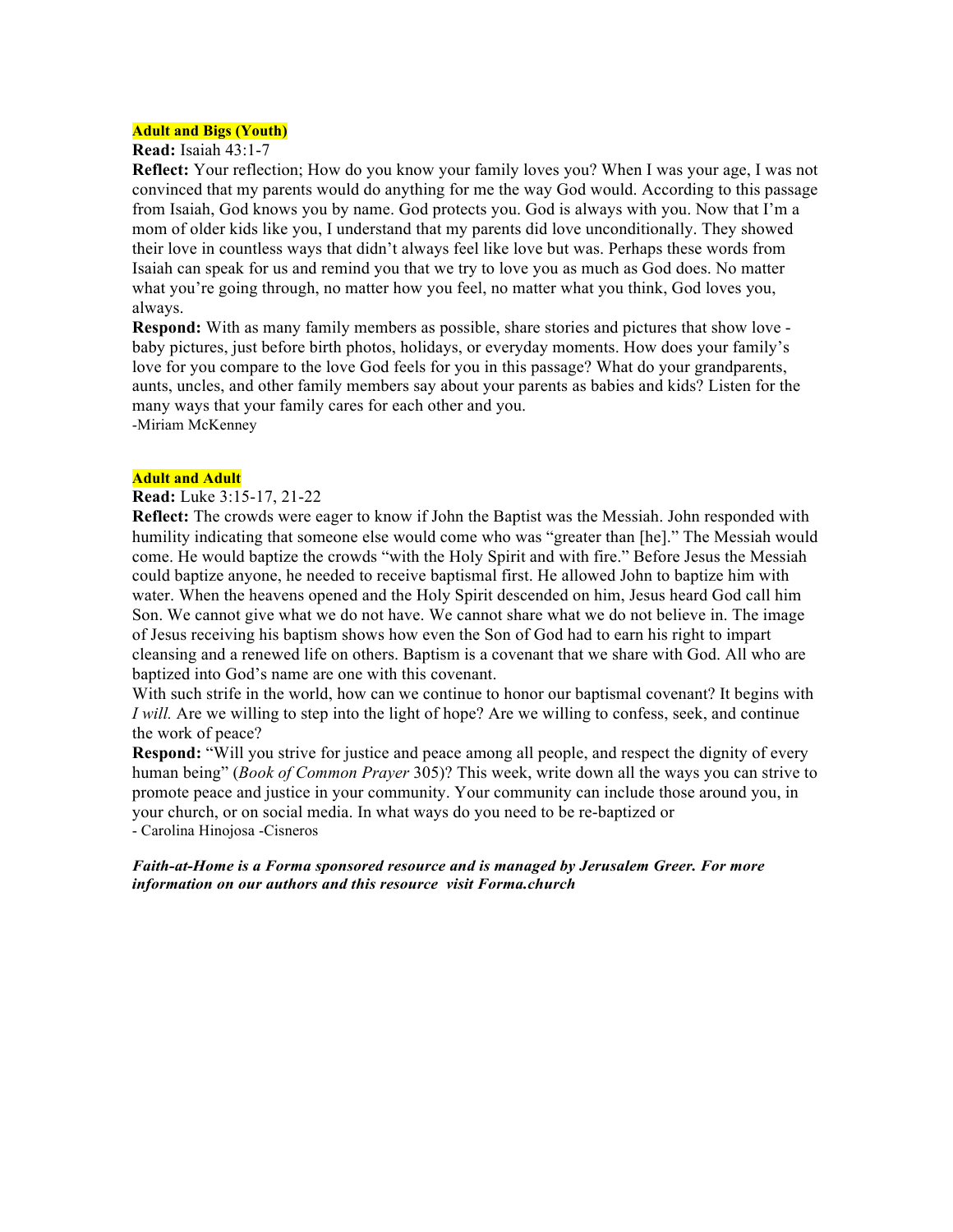**Adult and Bigs (Youth)**

**Read:** Isaiah 43:1-7

**Reflect:** Your reflection; How do you know your family loves you? When I was your age, I was not convinced that my parents would do anything for me the way God would. According to this passage from Isaiah, God knows you by name. God protects you. God is always with you. Now that I'm a mom of older kids like you, I understand that my parents did love unconditionally. They showed their love in countless ways that didn't always feel like love but was. Perhaps these words from Isaiah can speak for us and remind you that we try to love you as much as God does. No matter what you're going through, no matter how you feel, no matter what you think, God loves you, always.

**Respond:** With as many family members as possible, share stories and pictures that show love - baby pictures, just before birth photos, holidays, or everyday moments. How does your family's love for you compare to the love God feels for you in this passage? What do your grandparents, aunts, uncles, and other family members say about your parents as babies and kids? Listen for the many ways that your family cares for each other and you.

-Miriam McKenney

**Adult and Adult**

**Read:** Luke 3:15-17, 21-22

**Reflect:** The crowds were eager to know if John the Baptist was the Messiah. John responded with humility indicating that someone else would come who was "greater than [he]." The Messiah would come. He would baptize the crowds "with the Holy Spirit and with fire." Before Jesus the Messiah could baptize anyone, he needed to receive baptismal first. He allowed John to baptize him with water. When the heavens opened and the Holy Spirit descended on him, Jesus heard God call him Son. We cannot give what we do not have. We cannot share what we do not believe in. The image of Jesus receiving his baptism shows how even the Son of God had to earn his right to impart cleansing and a renewed life on others. Baptism is a covenant that we share with God. All who are baptized into God's name are one with this covenant.

With such strife in the world, how can we continue to honor our baptismal covenant? It begins with *I will.* Are we willing to step into the light of hope? Are we willing to confess, seek, and continue the work of peace?

**Respond:** "Will you strive for justice and peace among all people, and respect the dignity of every human being" (*Book of Common Prayer* 305)? This week, write down all the ways you can strive to promote peace and justice in your community. Your community can include those around you, in your church, or on social media. In what ways do you need to be re-baptized or

- Carolina Hinojosa -Cisneros

***Faith-at-Home is a Forma sponsored resource and is managed by Jerusalem Greer. For more information on our authors and this resource visit Forma.church***